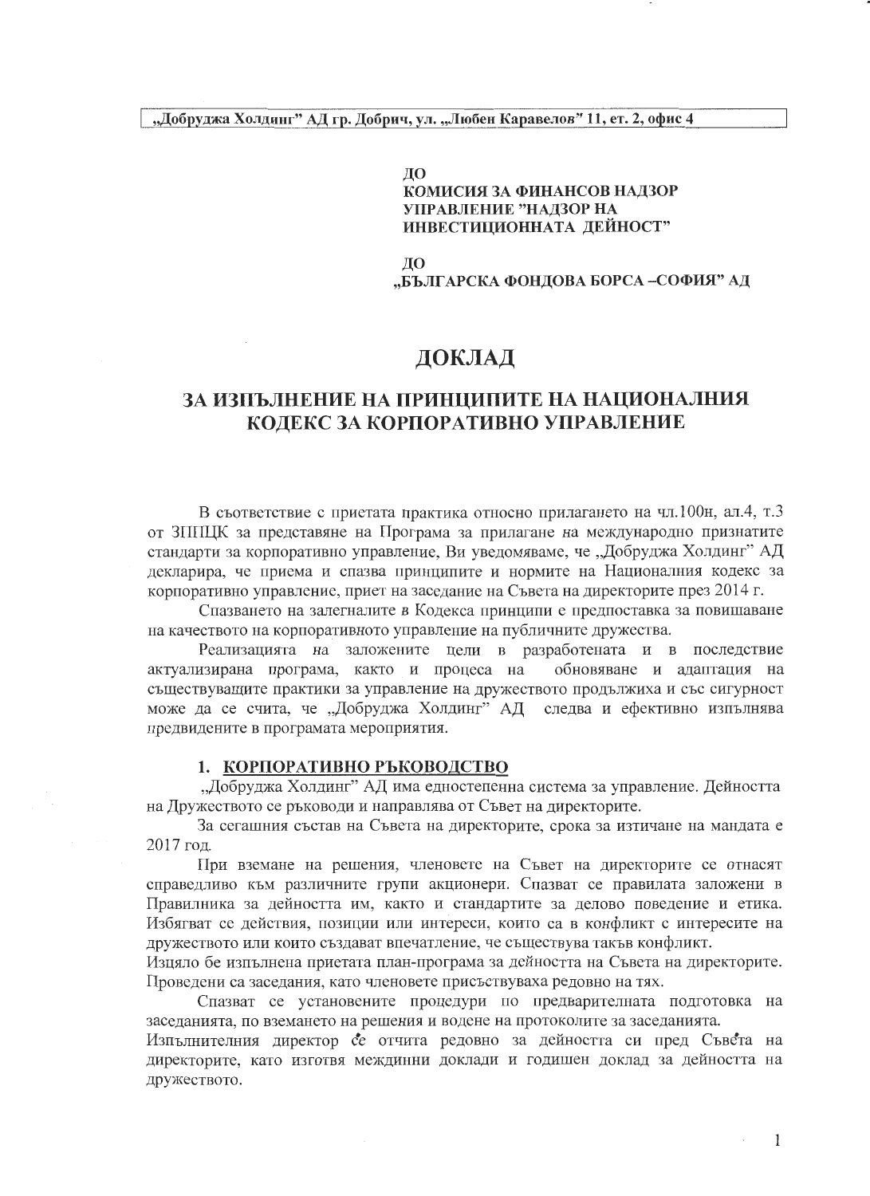„Добруджа Холдинг" АД гр. Добрич, ул. „Любен Каравелов" 11, ет. 2, офис 4

**ДО**
**КОМИСИЯ ЗА ФИНАНСОВ НАДЗОР**
**УПРАВЛЕНИЕ "НАДЗОР НА ИНВЕСТИЦИОННАТА ДЕЙНОСТ"**

**ДО**
**„БЪЛГАРСКА ФОНДОВА БОРСА –СОФИЯ" АД**

# ДОКЛАД

## ЗА ИЗПЪЛНЕНИЕ НА ПРИНЦИПИТЕ НА НАЦИОНАЛНИЯ КОДЕКС ЗА КОРПОРАТИВНО УПРАВЛЕНИЕ

В съответствие с приетата практика относно прилагането на чл.100н, ал.4, т.3 от ЗППЦК за представяне на Програма за прилагане на международно признатите стандарти за корпоративно управление, Ви уведомяваме, че „Добруджа Холдинг" АД декларира, че приема и спазва принципите и нормите на Националния кодекс за корпоративно управление, приет на заседание на Съвета на директорите през 2014 г.

Спазването на залегналите в Кодекса принципи е предпоставка за повишаване на качеството на корпоративното управление на публичните дружества.

Реализацията на заложените цели в разработената и в последствие актуализирана програма, както и процеса на обновяване и адаптация на съществуващите практики за управление на дружеството продължиха и със сигурност може да се счита, че „Добруджа Холдинг" АД следва и ефективно изпълнява предвидените в програмата мероприятия.

### 1. КОРПОРАТИВНО РЪКОВОДСТВО

„Добруджа Холдинг" АД има едностепенна система за управление. Дейността на Дружеството се ръководи и направлява от Съвет на директорите.

За сегашния състав на Съвета на директорите, срока за изтичане на мандата е 2017 год.

При вземане на решения, членовете на Съвет на директорите се отнасят справедливо към различните групи акционери. Спазват се правилата заложени в Правилника за дейността им, както и стандартите за делово поведение и етика. Избягват се действия, позиции или интереси, които са в конфликт с интересите на дружеството или които създават впечатление, че съществува такъв конфликт.

Изцяло бе изпълнена приетата план-програма за дейността на Съвета на директорите. Проведени са заседания, като членовете присъствуваха редовно на тях.

Спазват се установените процедури по предварителната подготовка на заседанията, по вземането на решения и водене на протоколите за заседанията.

Изпълнителния директор се отчита редовно за дейността си пред Съвета на директорите, като изготвя междинни доклади и годишен доклад за дейността на дружеството.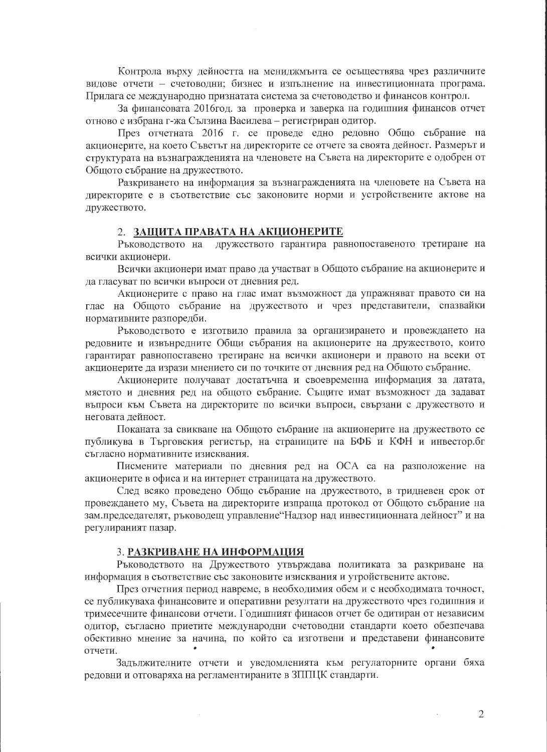Контрола върху дейността на мениджмънта се осъществява чрез различните видове отчети – счетоводни; бизнес и изпълнение на инвестиционната програма. Прилага се международно признатата система за счетоводство и финансов контрол.

За финансовата 2016год. за проверка и заверка на годишния финансов отчет отново е избрана г-жа Сълзина Василева – регистриран одитор.

През отчетната 2016 г. се проведе едно редовно Общо събрание на акционерите, на което Съветът на директорите се отчете за своята дейност. Размерът и структурата на възнагражденията на членовете на Съвета на директорите е одобрен от Общото събрание на дружеството.

Разкриването на информация за възнагражденията на членовете на Съвета на директорите е в съответствие със законовите норми и устройствените актове на дружеството.

## 2. ЗАЩИТА ПРАВАТА НА АКЦИОНЕРИТЕ

Ръководството на дружеството гарантира равнопоставеното третиране на всички акционери.

Всички акционери имат право да участват в Общото събрание на акционерите и да гласуват по всички въпроси от дневния ред.

Акционерите с право на глас имат възможност да упражняват правото си на глас на Общото събрание на дружеството и чрез представители, спазвайки нормативните разпоредби.

Ръководството е изготвило правила за организирането и провеждането на редовните и извънредните Общи събрания на акционерите на дружеството, които гарантират равнопоставено третиране на всички акционери и правото на всеки от акционерите да изрази мнението си по точките от дневния ред на Общото събрание.

Акционерите получават достатъчна и своевременна информация за датата, мястото и дневния ред на общото събрание. Същите имат възможност да задават въпроси към Съвета на директорите по всички въпроси, свързани с дружеството и неговата дейност.

Поканата за свикване на Общото събрание на акционерите на дружеството се публикува в Търговския регистър, на страниците на БФБ и КФН и инвестор.бг съгласно нормативните изисквания.

Писмените материали по дневния ред на ОСА са на разположение на акционерите в офиса и на интернет страницата на дружеството.

След всяко проведено Общо събрание на дружеството, в тридневен срок от провеждането му, Съвета на директорите изпраща протокол от Общото събрание на зам.председателят, ръководещ управление"Надзор над инвестиционната дейност" и на регулираният пазар.

## 3. РАЗКРИВАНЕ НА ИНФОРМАЦИЯ

Ръководството на Дружеството утвърждава политиката за разкриване на информация в съответствие със законовите изисквания и утройствените актове.

През отчетния период навреме, в необходимия обем и с необходимата точност, се публикуваха финансовите и оперативни резултати на дружеството чрез годишния и тримесечните финансови отчети. Годишният финасов отчет бе одитиран от независим одитор, съгласно приетите международни счетоводни стандарти което обезпечава обективно мнение за начина, по който са изготвени и представени финансовите отчети.

Задължителните отчети и уведомленията към регулаторните органи бяха редовни и отговаряха на регламентираните в ЗППЦК стандарти.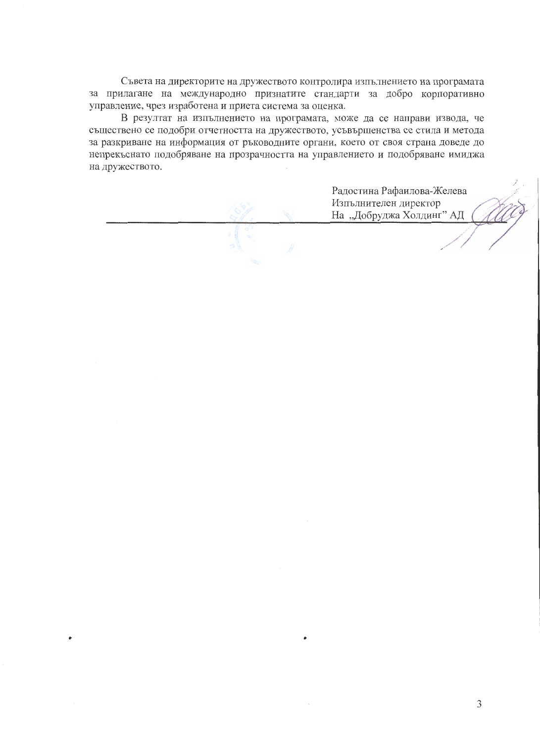Съвета на директорите на дружеството контролира изпълнението на програмата за прилагане на международно признатите стандарти за добро корпоративно управление, чрез изработена и приета система за оценка.

В резултат на изпълнението на програмата, може да се направи извода, че съществено се подобри отчетността на дружеството, усъвършенства се стила и метода за разкриване на информация от ръководните органи, което от своя страна доведе до непрекъснато подобряване на прозрачността на управлението и подобряване имиджа на дружеството.

Радостина Рафаилова-Желева
Изпълнителен директор
На „Добруджа Холдинг" АД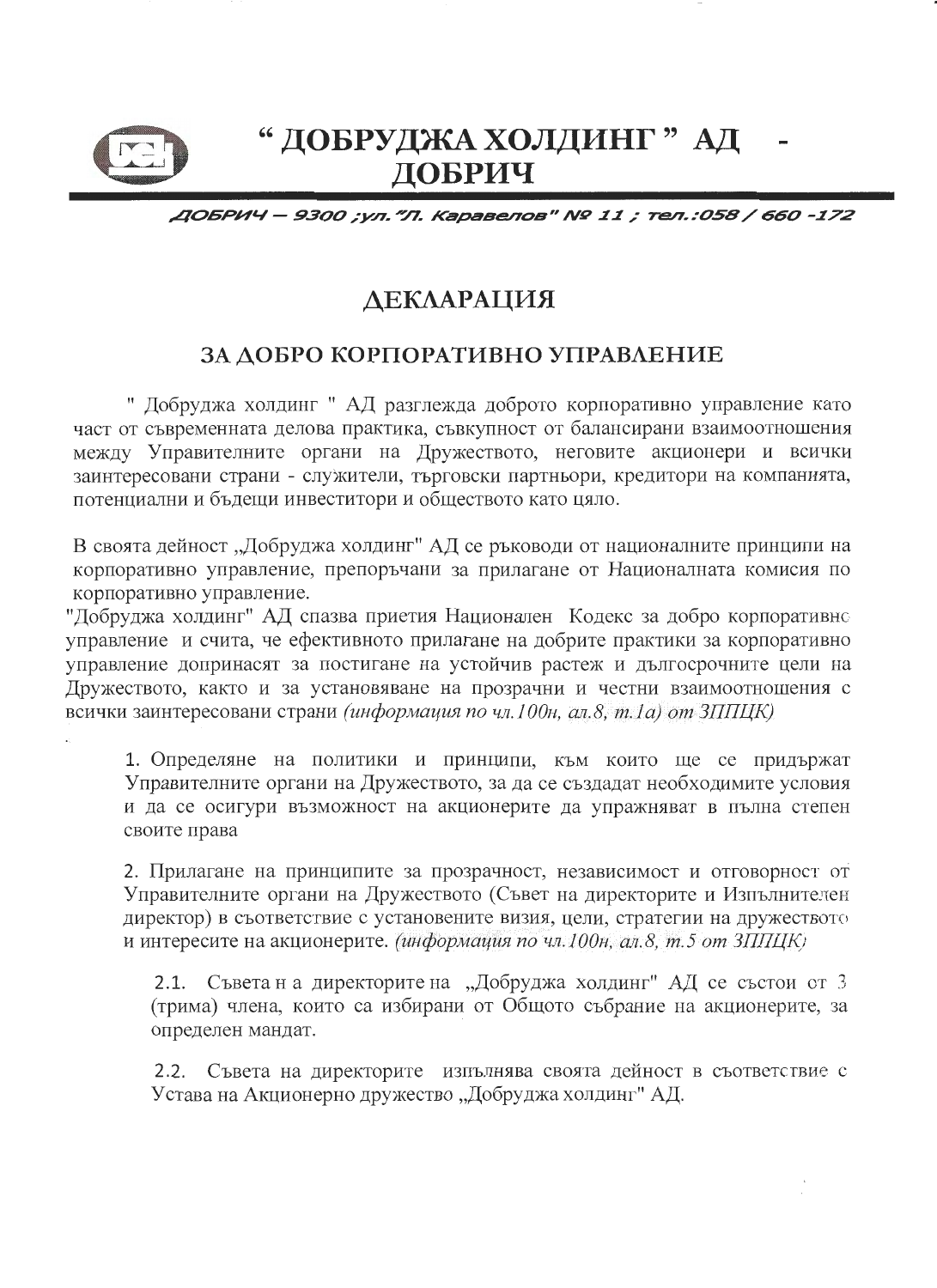# "ДОБРУДЖА ХОЛДИНГ" АД - ДОБРИЧ

*ДОБРИЧ – 9300 ;ул."Л. Каравелов" № 11 ; тел.:058 / 660 -172*

## ДЕКЛАРАЦИЯ

## ЗА ДОБРО КОРПОРАТИВНО УПРАВЛЕНИЕ

" Добруджа холдинг " АД разглежда доброто корпоративно управление като част от съвременната делова практика, съвкупност от балансирани взаимоотношения между Управителните органи на Дружеството, неговите акционери и всички заинтересовани страни - служители, търговски партньори, кредитори на компанията, потенциални и бъдещи инвеститори и обществото като цяло.

В своята дейност „Добруджа холдинг" АД се ръководи от националните принципи на корпоративно управление, препоръчани за прилагане от Националната комисия по корпоративно управление.

"Добруджа холдинг" АД спазва приетия Национален Кодекс за добро корпоративно управление и счита, че ефективното прилагане на добрите практики за корпоративно управление допринасят за постигане на устойчив растеж и дългосрочните цели на Дружеството, както и за установяване на прозрачни и честни взаимоотношения с всички заинтересовани страни *(информация по чл.100н, ал.8, т.1а) от ЗППЦК)*

1. Определяне на политики и принципи, към които ще се придържат Управителните органи на Дружеството, за да се създадат необходимите условия и да се осигури възможност на акционерите да упражняват в пълна степен своите права

2. Прилагане на принципите за прозрачност, независимост и отговорност от Управителните органи на Дружеството (Съвет на директорите и Изпълнителен директор) в съответствие с установените визия, цели, стратегии на дружеството и интересите на акционерите. *(информация по чл.100н, ал.8, т.5 от ЗППЦК)*

2.1. Съвета на директорите на „Добруджа холдинг" АД се състои от 3 (трима) члена, които са избирани от Общото събрание на акционерите, за определен мандат.

2.2. Съвета на директорите изпълнява своята дейност в съответствие с Устава на Акционерно дружество „Добруджа холдинг" АД.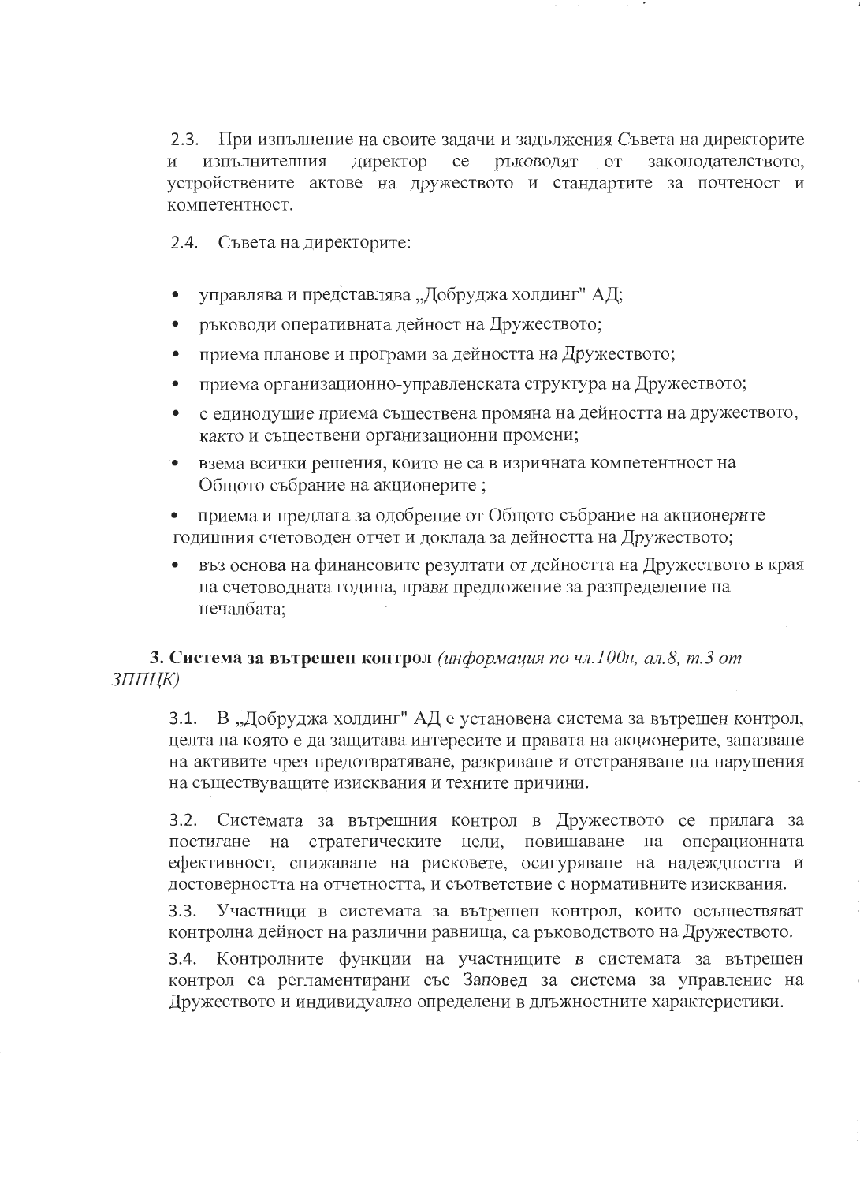2.3. При изпълнение на своите задачи и задължения Съвета на директорите и изпълнителния директор се ръководят от законодателството, устройствените актове на дружеството и стандартите за почтеност и компетентност.

2.4. Съвета на директорите:

- управлява и представлява „Добруджа холдинг" АД;
- ръководи оперативната дейност на Дружеството;
- приема планове и програми за дейността на Дружеството;
- приема организационно-управленската структура на Дружеството;
- с единодушие приема съществена промяна на дейността на дружеството, както и съществени организационни промени;
- взема всички решения, които не са в изричната компетентност на Общото събрание на акционерите ;
- приема и предлага за одобрение от Общото събрание на акционерите годишния счетоводен отчет и доклада за дейността на Дружеството;
- въз основа на финансовите резултати от дейността на Дружеството в края на счетоводната година, прави предложение за разпределение на печалбата;

**3. Система за вътрешен контрол** *(информация по чл.100н, ал.8, т.3 от ЗППЦК)*

3.1. В „Добруджа холдинг" АД е установена система за вътрешен контрол, целта на която е да защитава интересите и правата на акционерите, запазване на активите чрез предотвратяване, разкриване и отстраняване на нарушения на съществуващите изисквания и техните причини.

3.2. Системата за вътрешния контрол в Дружеството се прилага за постигане на стратегическите цели, повишаване на операционната ефективност, снижаване на рисковете, осигуряване на надеждността и достоверността на отчетността, и съответствие с нормативните изисквания.

3.3. Участници в системата за вътрешен контрол, които осъществяват контролна дейност на различни равнища, са ръководството на Дружеството.

3.4. Контролните функции на участниците в системата за вътрешен контрол са регламентирани със Заповед за система за управление на Дружеството и индивидуално определени в длъжностните характеристики.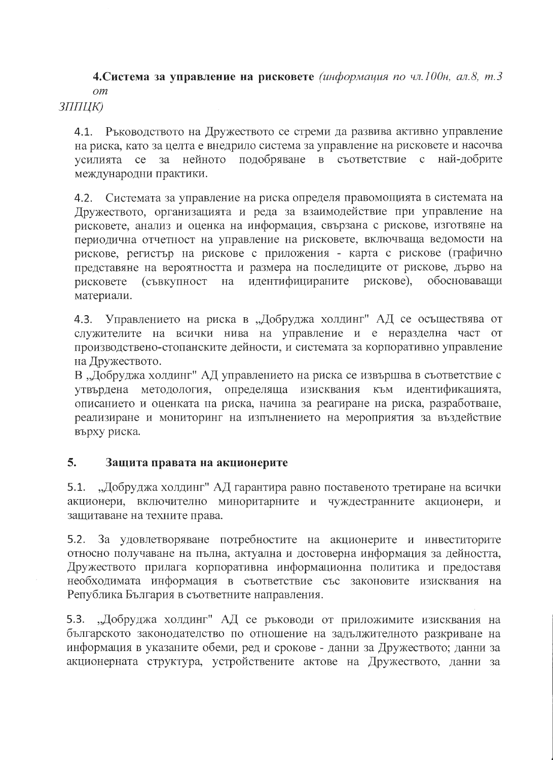**4.Система за управление на рисковете** *(информация по чл.100н, ал.8, т.3 от ЗППЦК)*

4.1. Ръководството на Дружеството се стреми да развива активно управление на риска, като за целта е внедрило система за управление на рисковете и насочва усилията се за нейното подобряване в съответствие с най-добрите международни практики.

4.2. Системата за управление на риска определя правомощията в системата на Дружеството, организацията и реда за взаимодействие при управление на рисковете, анализ и оценка на информация, свързана с рискове, изготвяне на периодична отчетност на управление на рисковете, включваща ведомости на рискове, регистър на рискове с приложения - карта с рискове (графично представяне на вероятността и размера на последиците от рискове, дърво на рисковете (съвкупност на идентифицираните рискове), обосноваващи материали.

4.3. Управлението на риска в „Добруджа холдинг" АД се осъществява от служителите на всички нива на управление и е неразделна част от производствено-стопанските дейности, и системата за корпоративно управление на Дружеството.

В „Добруджа холдинг" АД управлението на риска се извършва в съответствие с утвърдена методология, определяща изисквания към идентификацията, описанието и оценката на риска, начина за реагиране на риска, разработване, реализиране и мониторинг на изпълнението на мероприятия за въздействие върху риска.

**5. Защита правата на акционерите**

5.1. „Добруджа холдинг" АД гарантира равно поставеното третиране на всички акционери, включително миноритарните и чуждестранните акционери, и защитаване на техните права.

5.2. За удовлетворяване потребностите на акционерите и инвеститорите относно получаване на пълна, актуална и достоверна информация за дейността, Дружеството прилага корпоративна информационна политика и предоставя необходимата информация в съответствие със законовите изисквания на Република България в съответните направления.

5.3. „Добруджа холдинг" АД се ръководи от приложимите изисквания на българското законодателство по отношение на задължителното разкриване на информация в указаните обеми, ред и срокове - данни за Дружеството; данни за акционерната структура, устройствените актове на Дружеството, данни за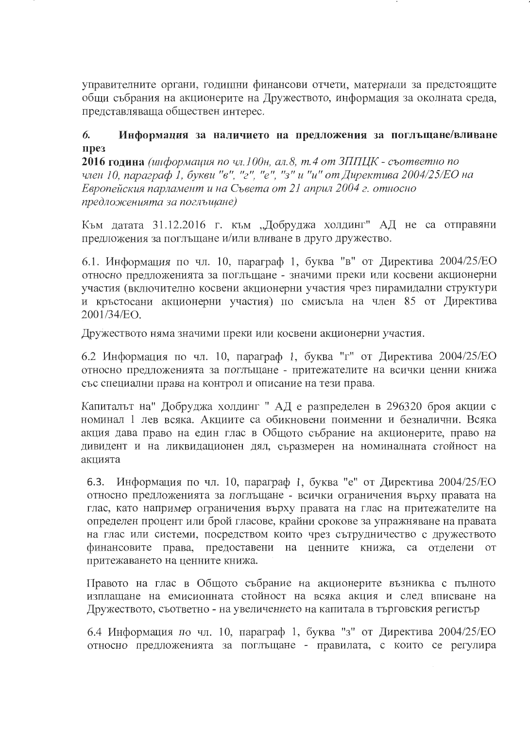управителните органи, годишни финансови отчети, материали за предстоящите общи събрания на акционерите на Дружеството, информация за околната среда, представляваща обществен интерес.

### 6. Информация за наличието на предложения за поглъщане/вливане през

**2016 година** *(информация по чл.100н, ал.8, т.4 от ЗППЦК - съответно по член 10, параграф 1, букви "в", "г", "е", "з" и "и" от Директива 2004/25/ЕО на Европейския парламент и на Съвета от 21 април 2004 г. относно предложенията за поглъщане)*

Към датата 31.12.2016 г. към „Добруджа холдинг" АД не са отправяни предложения за поглъщане и/или вливане в друго дружество.

6.1. Информация по чл. 10, параграф 1, буква "в" от Директива 2004/25/ЕО относно предложенията за поглъщане - значими преки или косвени акционерни участия (включително косвени акционерни участия чрез пирамидални структури и кръстосани акционерни участия) по смисъла на член 85 от Директива 2001/34/ЕО.

Дружеството няма значими преки или косвени акционерни участия.

6.2 Информация по чл. 10, параграф 1, буква "г" от Директива 2004/25/ЕО относно предложенията за поглъщане - притежателите на всички ценни книжа със специални права на контрол и описание на тези права.

Капиталът на" Добруджа холдинг " АД е разпределен в 296320 броя акции с номинал 1 лев всяка. Акциите са обикновени поименни и безналични. Всяка акция дава право на един глас в Общото събрание на акционерите, право на дивидент и на ликвидационен дял, съразмерен на номиналната стойност на акцията

6.3. Информация по чл. 10, параграф 1, буква "е" от Директива 2004/25/ЕО относно предложенията за поглъщане - всички ограничения върху правата на глас, като например ограничения върху правата на глас на притежателите на определен процент или брой гласове, крайни срокове за упражняване на правата на глас или системи, посредством които чрез сътрудничество с дружеството финансовите права, предоставени на ценните книжа, са отделени от притежаването на ценните книжа.

Правото на глас в Общото събрание на акционерите възниква с пълното изплащане на емисионната стойност на всяка акция и след вписване на Дружеството, съответно - на увеличението на капитала в търговския регистър

6.4 Информация по чл. 10, параграф 1, буква "з" от Директива 2004/25/ЕО относно предложенията за поглъщане - правилата, с които се регулира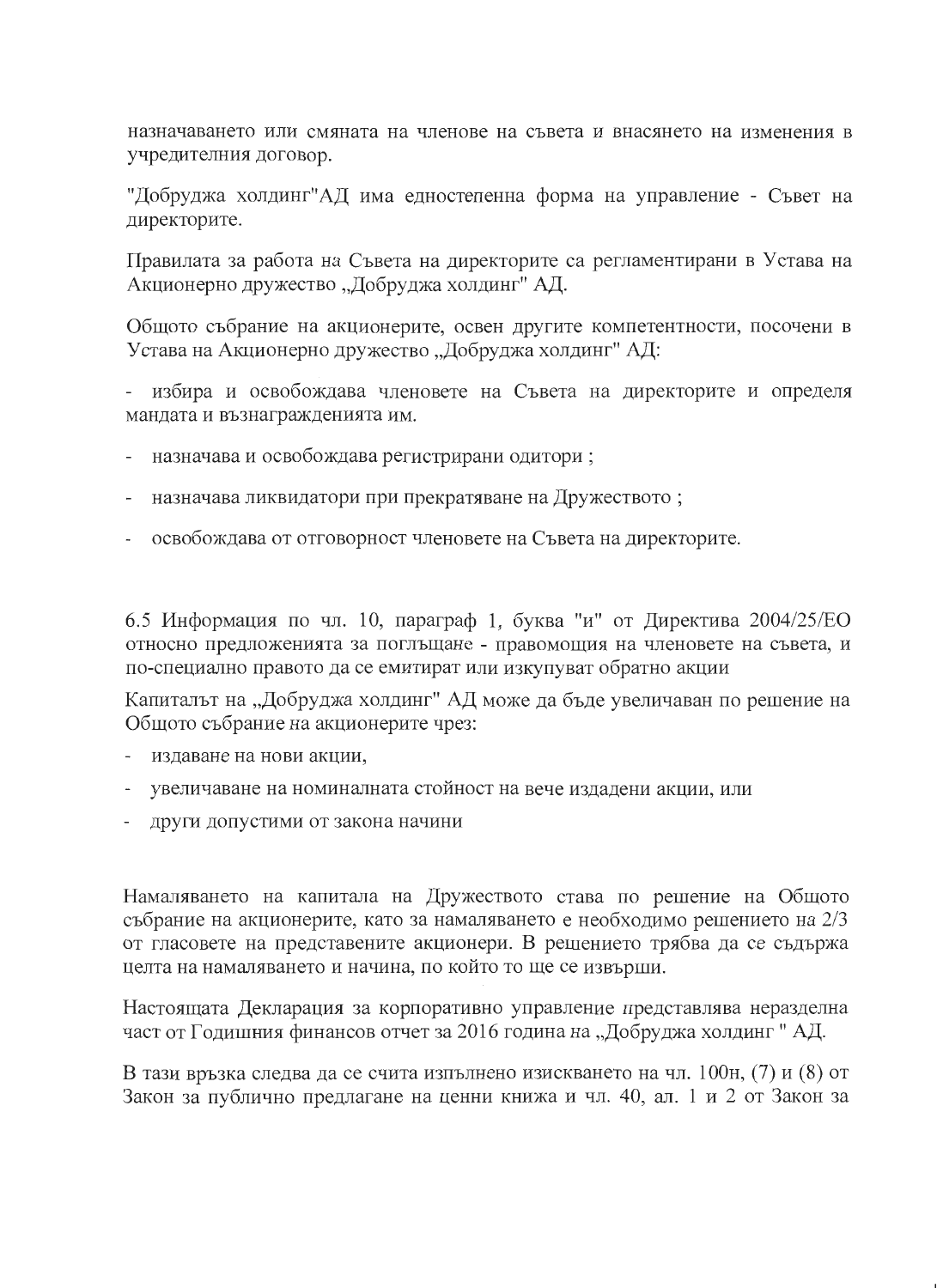назначаването или смяната на членове на съвета и внасянето на изменения в учредителния договор.

"Добруджа холдинг"АД има едностепенна форма на управление - Съвет на директорите.

Правилата за работа на Съвета на директорите са регламентирани в Устава на Акционерно дружество „Добруджа холдинг" АД.

Общото събрание на акционерите, освен другите компетентности, посочени в Устава на Акционерно дружество „Добруджа холдинг" АД:

- избира и освобождава членовете на Съвета на директорите и определя мандата и възнагражденията им.
- назначава и освобождава регистрирани одитори ;
- назначава ликвидатори при прекратяване на Дружеството ;
- освобождава от отговорност членовете на Съвета на директорите.

6.5 Информация по чл. 10, параграф 1, буква "и" от Директива 2004/25/ЕО относно предложенията за поглъщане - правомощия на членовете на съвета, и по-специално правото да се емитират или изкупуват обратно акции

Капиталът на „Добруджа холдинг" АД може да бъде увеличаван по решение на Общото събрание на акционерите чрез:

- издаване на нови акции,
- увеличаване на номиналната стойност на вече издадени акции, или
- други допустими от закона начини

Намаляването на капитала на Дружеството става по решение на Общото събрание на акционерите, като за намаляването е необходимо решението на 2/3 от гласовете на представените акционери. В решението трябва да се съдържа целта на намаляването и начина, по който то ще се извърши.

Настоящата Декларация за корпоративно управление представлява неразделна част от Годишния финансов отчет за 2016 година на „Добруджа холдинг " АД.

В тази връзка следва да се счита изпълнено изискването на чл. 100н, (7) и (8) от Закон за публично предлагане на ценни книжа и чл. 40, ал. 1 и 2 от Закон за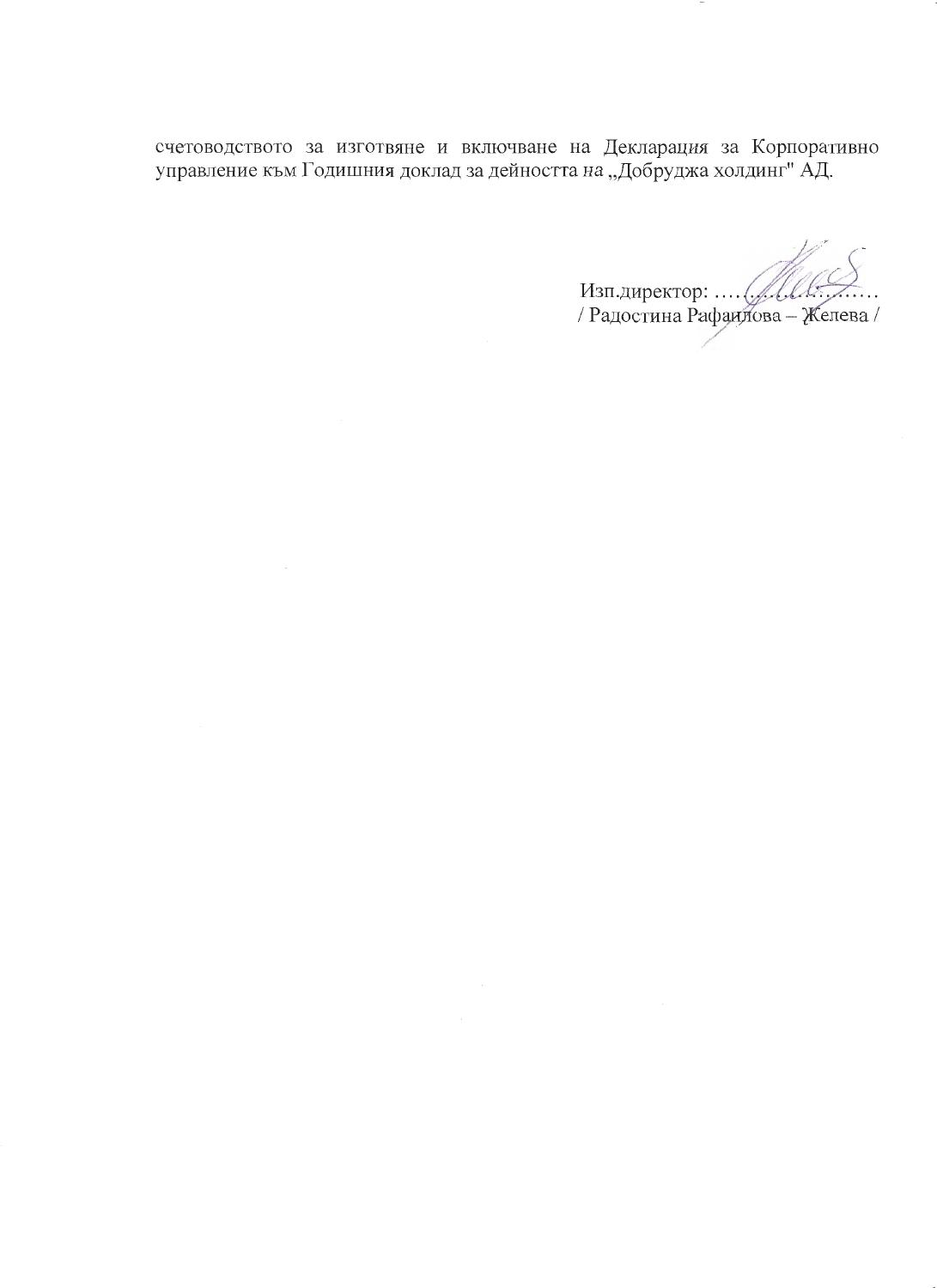счетоводството за изготвяне и включване на Декларация за Корпоративно управление към Годишния доклад за дейността на „Добруджа холдинг" АД.

Изп.директор: ………………………
/ Радостина Рафаилова – Желева /